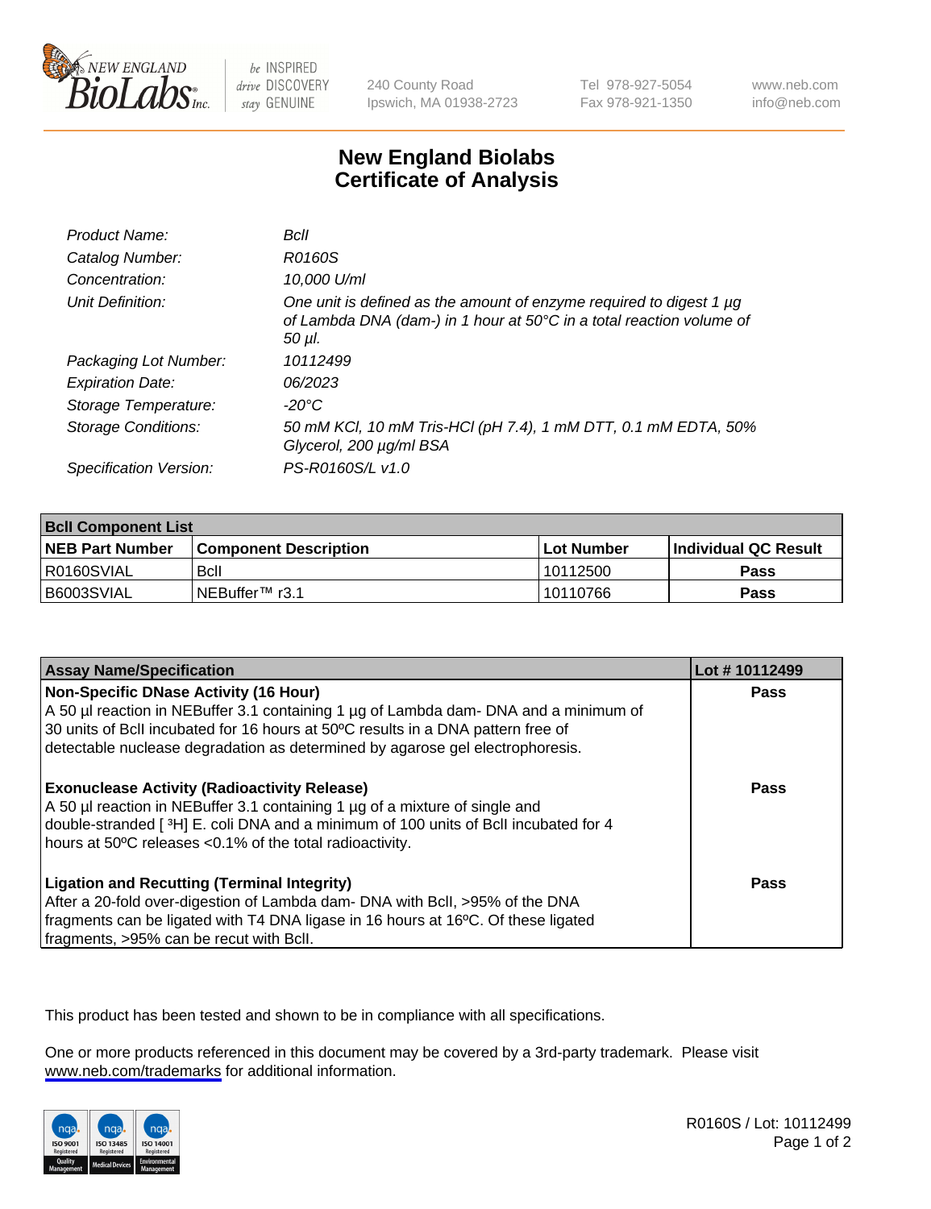240 County Road
Ipswich, MA 01938-2723

Tel 978-927-5054
Fax 978-921-1350

www.neb.com
info@neb.com

# New England Biolabs
# Certificate of Analysis

| | |
|---|---|
| *Product Name:* | *BclI* |
| *Catalog Number:* | *R0160S* |
| *Concentration:* | *10,000 U/ml* |
| *Unit Definition:* | *One unit is defined as the amount of enzyme required to digest 1 µg of Lambda DNA (dam-) in 1 hour at 50°C in a total reaction volume of 50 µl.* |
| *Packaging Lot Number:* | *10112499* |
| *Expiration Date:* | *06/2023* |
| *Storage Temperature:* | *-20°C* |
| *Storage Conditions:* | *50 mM KCl, 10 mM Tris-HCl (pH 7.4), 1 mM DTT, 0.1 mM EDTA, 50% Glycerol, 200 µg/ml BSA* |
| *Specification Version:* | *PS-R0160S/L v1.0* |

| **BclI Component List** | | | |
|---|---|---|---|
| **NEB Part Number** | **Component Description** | **Lot Number** | **Individual QC Result** |
| R0160SVIAL | BclI | 10112500 | **Pass** |
| B6003SVIAL | NEBuffer™ r3.1 | 10110766 | **Pass** |

| **Assay Name/Specification** | **Lot # 10112499** |
|---|---|
| **Non-Specific DNase Activity (16 Hour)**<br>A 50 µl reaction in NEBuffer 3.1 containing 1 µg of Lambda dam- DNA and a minimum of 30 units of BclI incubated for 16 hours at 50ºC results in a DNA pattern free of detectable nuclease degradation as determined by agarose gel electrophoresis. | **Pass** |
| **Exonuclease Activity (Radioactivity Release)**<br>A 50 µl reaction in NEBuffer 3.1 containing 1 µg of a mixture of single and double-stranded [ $^3$H] E. coli DNA and a minimum of 100 units of BclI incubated for 4 hours at 50ºC releases <0.1% of the total radioactivity. | **Pass** |
| **Ligation and Recutting (Terminal Integrity)**<br>After a 20-fold over-digestion of Lambda dam- DNA with BclI, >95% of the DNA fragments can be ligated with T4 DNA ligase in 16 hours at 16ºC. Of these ligated fragments, >95% can be recut with BclI. | **Pass** |

This product has been tested and shown to be in compliance with all specifications.

One or more products referenced in this document may be covered by a 3rd-party trademark. Please visit www.neb.com/trademarks for additional information.

R0160S / Lot: 10112499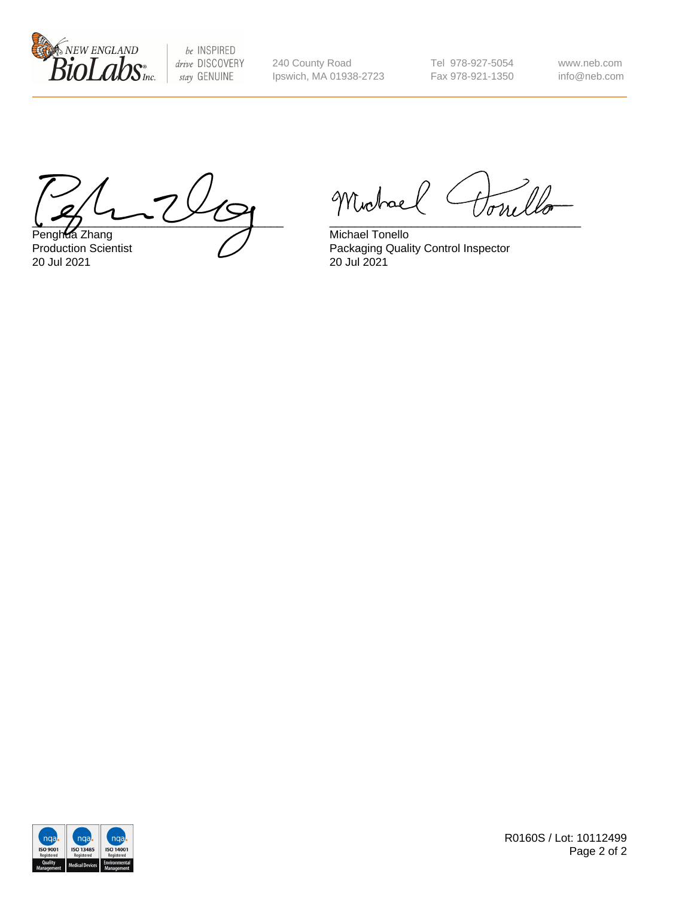Penghua Zhang
Production Scientist
20 Jul 2021

Michael Tonello
Packaging Quality Control Inspector
20 Jul 2021

R0160S / Lot: 10112499